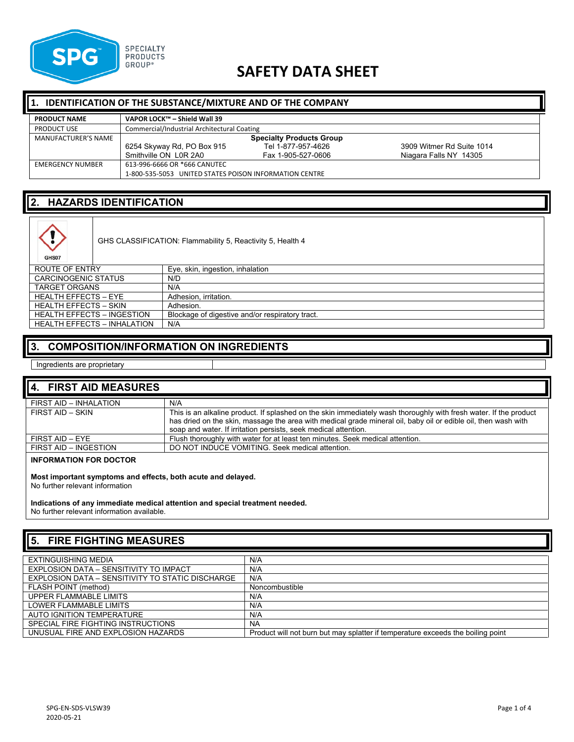# SAFETY DATA SHEET

## 1. IDENTIFICATION OF THE SUBSTANCE/MIXTURE AND OF THE COMPANY

| | |
|---|---|
| **PRODUCT NAME** | **VAPOR LOCK™ – Shield Wall 39** |
| PRODUCT USE | Commercial/Industrial Architectural Coating |
| MANUFACTURER'S NAME | **Specialty Products Group**<br>6254 Skyway Rd, PO Box 915 Smithville ON L0R 2A0<br>Tel 1-877-957-4626 Fax 1-905-527-0606<br>3909 Witmer Rd Suite 1014 Niagara Falls NY 14305 |
| EMERGENCY NUMBER | 613-996-6666 OR *666 CANUTEC<br>1-800-535-5053 UNITED STATES POISON INFORMATION CENTRE |

## 2. HAZARDS IDENTIFICATION

GHS07

GHS CLASSIFICATION: Flammability 5, Reactivity 5, Health 4

| | |
|---|---|
| ROUTE OF ENTRY | Eye, skin, ingestion, inhalation |
| CARCINOGENIC STATUS | N/D |
| TARGET ORGANS | N/A |
| HEALTH EFFECTS – EYE | Adhesion, irritation. |
| HEALTH EFFECTS – SKIN | Adhesion. |
| HEALTH EFFECTS – INGESTION | Blockage of digestive and/or respiratory tract. |
| HEALTH EFFECTS – INHALATION | N/A |

## 3. COMPOSITION/INFORMATION ON INGREDIENTS

Ingredients are proprietary

## 4. FIRST AID MEASURES

| | |
|---|---|
| FIRST AID – INHALATION | N/A |
| FIRST AID – SKIN | This is an alkaline product. If splashed on the skin immediately wash thoroughly with fresh water. If the product has dried on the skin, massage the area with medical grade mineral oil, baby oil or edible oil, then wash with soap and water. If irritation persists, seek medical attention. |
| FIRST AID – EYE | Flush thoroughly with water for at least ten minutes. Seek medical attention. |
| FIRST AID – INGESTION | DO NOT INDUCE VOMITING. Seek medical attention. |

**INFORMATION FOR DOCTOR**

**Most important symptoms and effects, both acute and delayed.**
No further relevant information

**Indications of any immediate medical attention and special treatment needed.**
No further relevant information available.

## 5. FIRE FIGHTING MEASURES

| | |
|---|---|
| EXTINGUISHING MEDIA | N/A |
| EXPLOSION DATA – SENSITIVITY TO IMPACT | N/A |
| EXPLOSION DATA – SENSITIVITY TO STATIC DISCHARGE | N/A |
| FLASH POINT (method) | Noncombustible |
| UPPER FLAMMABLE LIMITS | N/A |
| LOWER FLAMMABLE LIMITS | N/A |
| AUTO IGNITION TEMPERATURE | N/A |
| SPECIAL FIRE FIGHTING INSTRUCTIONS | NA |
| UNUSUAL FIRE AND EXPLOSION HAZARDS | Product will not burn but may splatter if temperature exceeds the boiling point |

SPG-EN-SDS-VLSW39
2020-05-21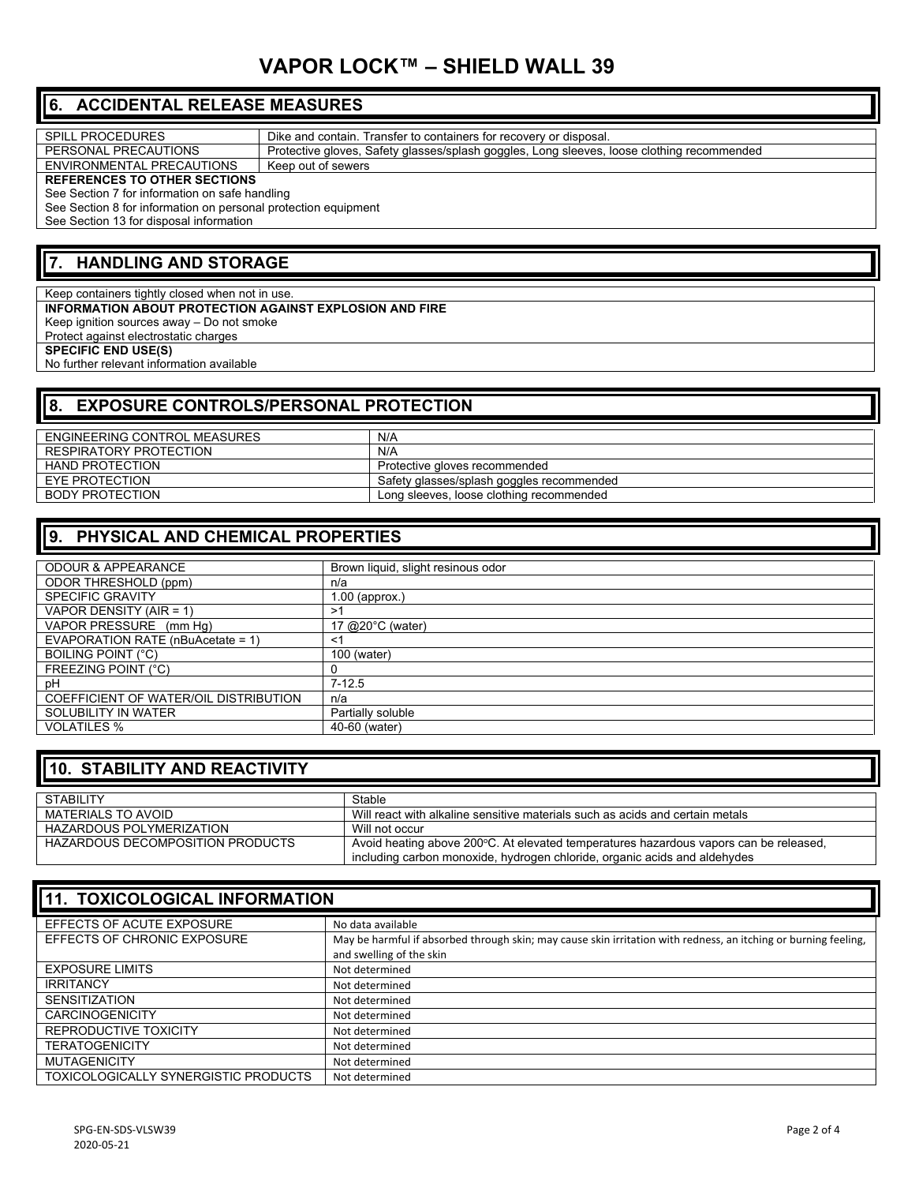# VAPOR LOCK™ – SHIELD WALL 39

## 6. ACCIDENTAL RELEASE MEASURES

| | |
|---|---|
| SPILL PROCEDURES | Dike and contain. Transfer to containers for recovery or disposal. |
| PERSONAL PRECAUTIONS | Protective gloves, Safety glasses/splash goggles, Long sleeves, loose clothing recommended |
| ENVIRONMENTAL PRECAUTIONS | Keep out of sewers |

**REFERENCES TO OTHER SECTIONS**

See Section 7 for information on safe handling

See Section 8 for information on personal protection equipment

See Section 13 for disposal information

## 7. HANDLING AND STORAGE

Keep containers tightly closed when not in use.

**INFORMATION ABOUT PROTECTION AGAINST EXPLOSION AND FIRE**

Keep ignition sources away – Do not smoke

Protect against electrostatic charges

**SPECIFIC END USE(S)**

No further relevant information available

## 8. EXPOSURE CONTROLS/PERSONAL PROTECTION

| | |
|---|---|
| ENGINEERING CONTROL MEASURES | N/A |
| RESPIRATORY PROTECTION | N/A |
| HAND PROTECTION | Protective gloves recommended |
| EYE PROTECTION | Safety glasses/splash goggles recommended |
| BODY PROTECTION | Long sleeves, loose clothing recommended |

## 9. PHYSICAL AND CHEMICAL PROPERTIES

| | |
|---|---|
| ODOUR & APPEARANCE | Brown liquid, slight resinous odor |
| ODOR THRESHOLD (ppm) | n/a |
| SPECIFIC GRAVITY | 1.00 (approx.) |
| VAPOR DENSITY (AIR = 1) | >1 |
| VAPOR PRESSURE (mm Hg) | 17 @20°C (water) |
| EVAPORATION RATE (nBuAcetate = 1) | <1 |
| BOILING POINT (°C) | 100 (water) |
| FREEZING POINT (°C) | 0 |
| pH | 7-12.5 |
| COEFFICIENT OF WATER/OIL DISTRIBUTION | n/a |
| SOLUBILITY IN WATER | Partially soluble |
| VOLATILES % | 40-60 (water) |

## 10. STABILITY AND REACTIVITY

| | |
|---|---|
| STABILITY | Stable |
| MATERIALS TO AVOID | Will react with alkaline sensitive materials such as acids and certain metals |
| HAZARDOUS POLYMERIZATION | Will not occur |
| HAZARDOUS DECOMPOSITION PRODUCTS | Avoid heating above 200°C. At elevated temperatures hazardous vapors can be released, including carbon monoxide, hydrogen chloride, organic acids and aldehydes |

## 11. TOXICOLOGICAL INFORMATION

| | |
|---|---|
| EFFECTS OF ACUTE EXPOSURE | No data available |
| EFFECTS OF CHRONIC EXPOSURE | May be harmful if absorbed through skin; may cause skin irritation with redness, an itching or burning feeling, and swelling of the skin |
| EXPOSURE LIMITS | Not determined |
| IRRITANCY | Not determined |
| SENSITIZATION | Not determined |
| CARCINOGENICITY | Not determined |
| REPRODUCTIVE TOXICITY | Not determined |
| TERATOGENICITY | Not determined |
| MUTAGENICITY | Not determined |
| TOXICOLOGICALLY SYNERGISTIC PRODUCTS | Not determined |

SPG-EN-SDS-VLSW39
2020-05-21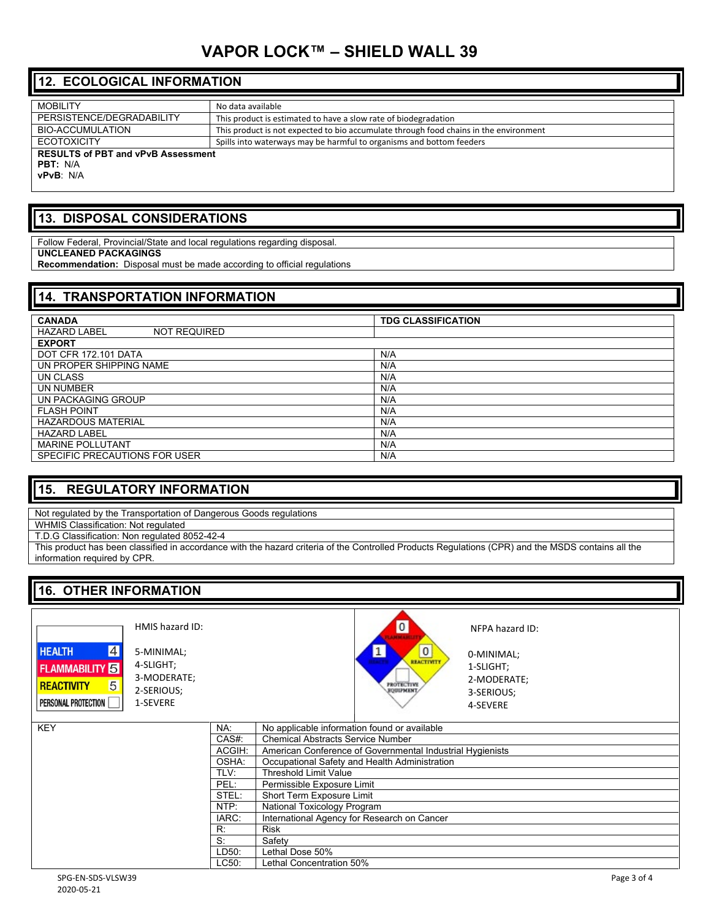# VAPOR LOCK™ – SHIELD WALL 39

## 12. ECOLOGICAL INFORMATION

| | |
|---|---|
| MOBILITY | No data available |
| PERSISTENCE/DEGRADABILITY | This product is estimated to have a slow rate of biodegradation |
| BIO-ACCUMULATION | This product is not expected to bio accumulate through food chains in the environment |
| ECOTOXICITY | Spills into waterways may be harmful to organisms and bottom feeders |

**RESULTS of PBT and vPvB Assessment**
**PBT:** N/A
**vPvB**: N/A

## 13. DISPOSAL CONSIDERATIONS

Follow Federal, Provincial/State and local regulations regarding disposal.

**UNCLEANED PACKAGINGS**

**Recommendation:** Disposal must be made according to official regulations

## 14. TRANSPORTATION INFORMATION

| **CANADA** | **TDG CLASSIFICATION** |
|---|---|
| HAZARD LABEL NOT REQUIRED | |
| **EXPORT** | |
| DOT CFR 172.101 DATA | N/A |
| UN PROPER SHIPPING NAME | N/A |
| UN CLASS | N/A |
| UN NUMBER | N/A |
| UN PACKAGING GROUP | N/A |
| FLASH POINT | N/A |
| HAZARDOUS MATERIAL | N/A |
| HAZARD LABEL | N/A |
| MARINE POLLUTANT | N/A |
| SPECIFIC PRECAUTIONS FOR USER | N/A |

## 15. REGULATORY INFORMATION

Not regulated by the Transportation of Dangerous Goods regulations

WHMIS Classification: Not regulated

T.D.G Classification: Non regulated 8052-42-4

This product has been classified in accordance with the hazard criteria of the Controlled Products Regulations (CPR) and the MSDS contains all the information required by CPR.

## 16. OTHER INFORMATION

HMIS hazard ID:

| | |
|---|---|
| HEALTH | 4 |
| FLAMMABILITY | 5 |
| REACTIVITY | 5 |
| PERSONAL PROTECTION | |

5-MINIMAL;
4-SLIGHT;
3-MODERATE;
2-SERIOUS;
1-SEVERE

NFPA hazard ID:

FLAMMABILITY: 0
HEALTH: 1
REACTIVITY: 0
PROTECTIVE EQUIPMENT:

0-MINIMAL;
1-SLIGHT;
2-MODERATE;
3-SERIOUS;
4-SEVERE

| KEY | | |
|---|---|---|
| | NA: | No applicable information found or available |
| | CAS#: | Chemical Abstracts Service Number |
| | ACGIH: | American Conference of Governmental Industrial Hygienists |
| | OSHA: | Occupational Safety and Health Administration |
| | TLV: | Threshold Limit Value |
| | PEL: | Permissible Exposure Limit |
| | STEL: | Short Term Exposure Limit |
| | NTP: | National Toxicology Program |
| | IARC: | International Agency for Research on Cancer |
| | R: | Risk |
| | S: | Safety |
| | LD50: | Lethal Dose 50% |
| | LC50: | Lethal Concentration 50% |

SPG-EN-SDS-VLSW39
2020-05-21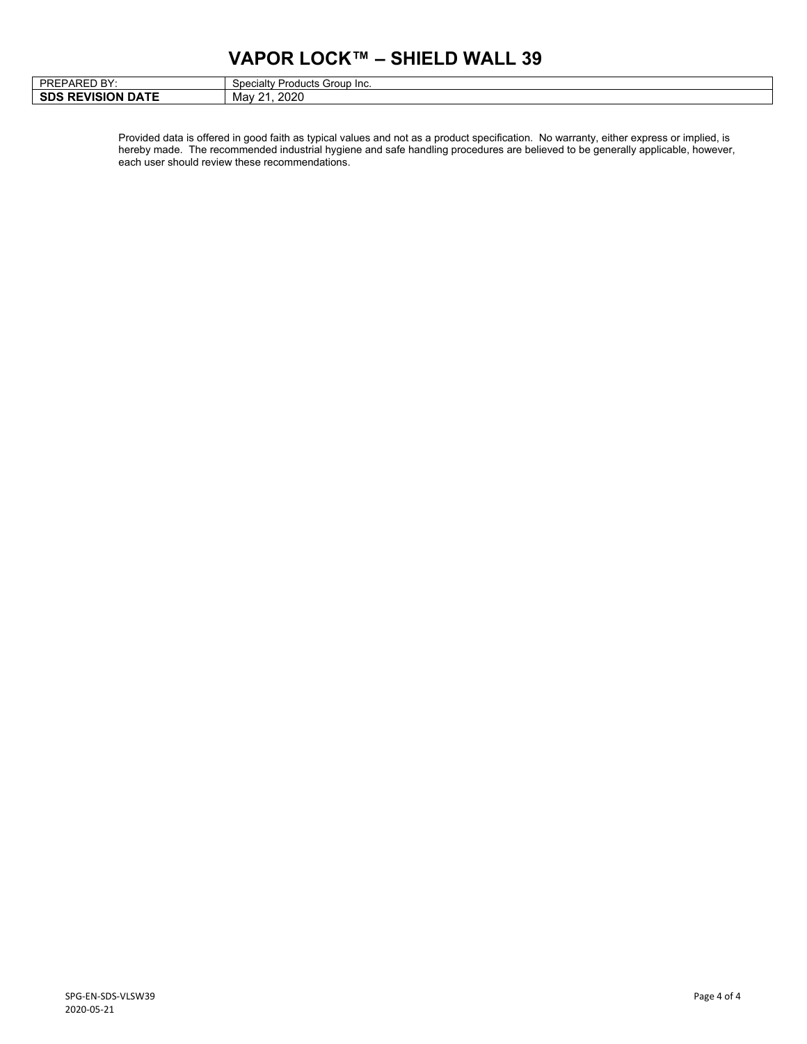| PREPARED BY: | Specialty Products Group Inc. |
|---|---|
| **SDS REVISION DATE** | May 21, 2020 |

Provided data is offered in good faith as typical values and not as a product specification. No warranty, either express or implied, is hereby made. The recommended industrial hygiene and safe handling procedures are believed to be generally applicable, however, each user should review these recommendations.